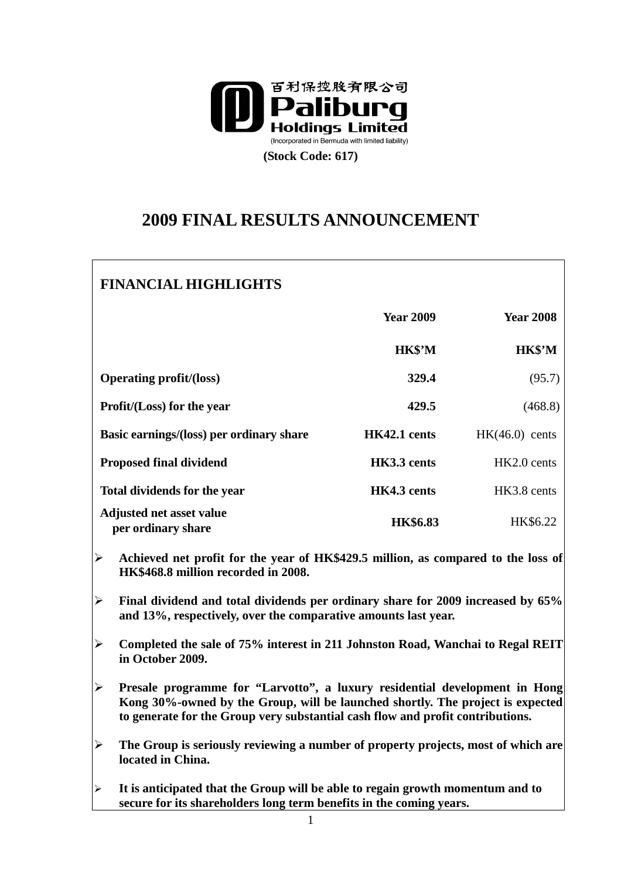百利保控股有限公司
**Paliburg Holdings Limited**
(Incorporated in Bermuda with limited liability)

**(Stock Code: 617)**

# 2009 FINAL RESULTS ANNOUNCEMENT

## FINANCIAL HIGHLIGHTS

| | **Year 2009** | **Year 2008** |
|---|---|---|
| | **HK$'M** | **HK$'M** |
| **Operating profit/(loss)** | **329.4** | (95.7) |
| **Profit/(Loss) for the year** | **429.5** | (468.8) |
| **Basic earnings/(loss) per ordinary share** | **HK42.1 cents** | HK(46.0) cents |
| **Proposed final dividend** | **HK3.3 cents** | HK2.0 cents |
| **Total dividends for the year** | **HK4.3 cents** | HK3.8 cents |
| **Adjusted net asset value per ordinary share** | **HK$6.83** | HK$6.22 |

- **Achieved net profit for the year of HK$429.5 million, as compared to the loss of HK$468.8 million recorded in 2008.**
- **Final dividend and total dividends per ordinary share for 2009 increased by 65% and 13%, respectively, over the comparative amounts last year.**
- **Completed the sale of 75% interest in 211 Johnston Road, Wanchai to Regal REIT in October 2009.**
- **Presale programme for "Larvotto", a luxury residential development in Hong Kong 30%-owned by the Group, will be launched shortly. The project is expected to generate for the Group very substantial cash flow and profit contributions.**
- **The Group is seriously reviewing a number of property projects, most of which are located in China.**
- **It is anticipated that the Group will be able to regain growth momentum and to secure for its shareholders long term benefits in the coming years.**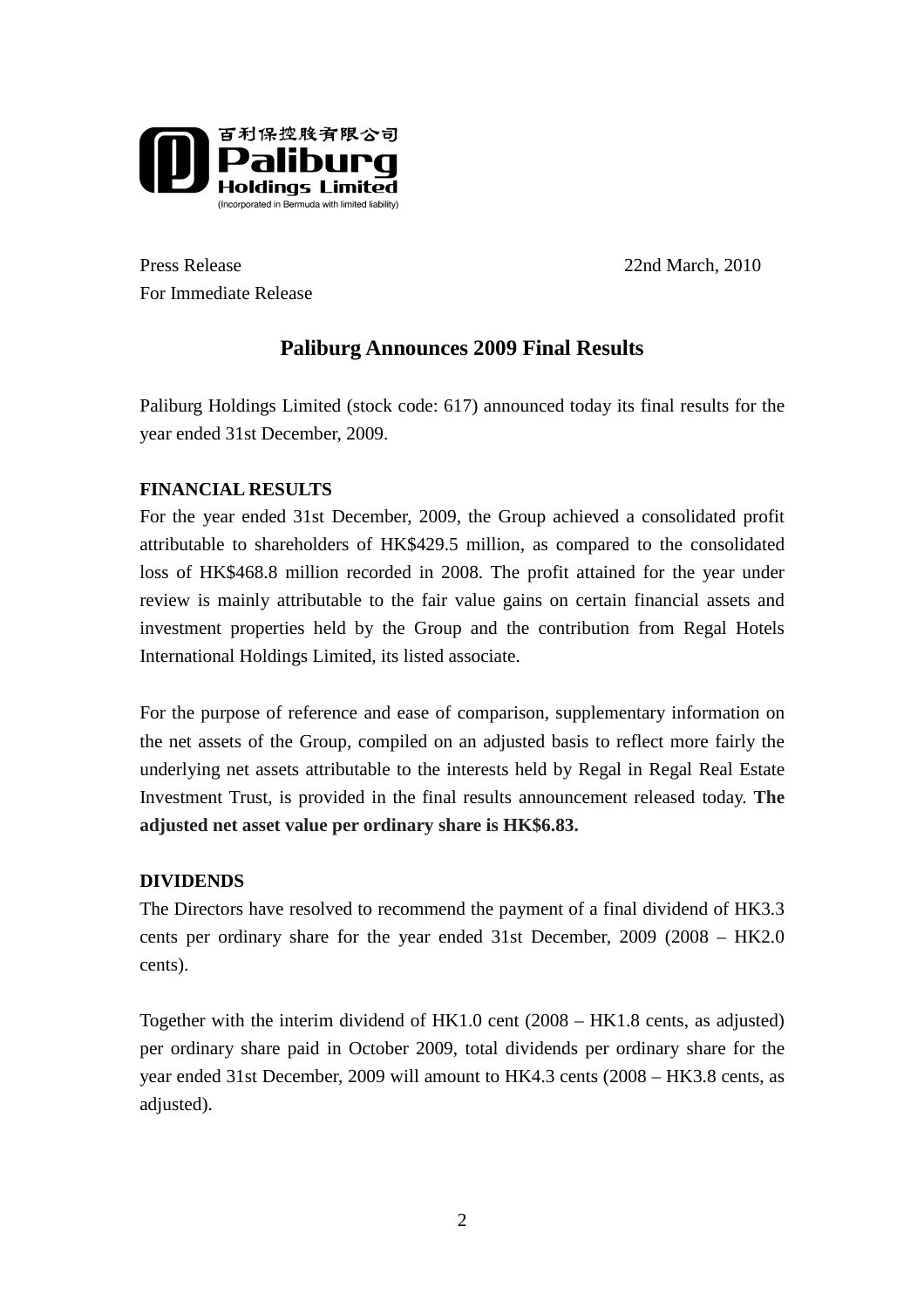百利保控股有限公司
**Paliburg Holdings Limited**
(Incorporated in Bermuda with limited liability)

Press Release
For Immediate Release

22nd March, 2010

# Paliburg Announces 2009 Final Results

Paliburg Holdings Limited (stock code: 617) announced today its final results for the year ended 31st December, 2009.

**FINANCIAL RESULTS**

For the year ended 31st December, 2009, the Group achieved a consolidated profit attributable to shareholders of HK$429.5 million, as compared to the consolidated loss of HK$468.8 million recorded in 2008. The profit attained for the year under review is mainly attributable to the fair value gains on certain financial assets and investment properties held by the Group and the contribution from Regal Hotels International Holdings Limited, its listed associate.

For the purpose of reference and ease of comparison, supplementary information on the net assets of the Group, compiled on an adjusted basis to reflect more fairly the underlying net assets attributable to the interests held by Regal in Regal Real Estate Investment Trust, is provided in the final results announcement released today. **The adjusted net asset value per ordinary share is HK$6.83.**

**DIVIDENDS**

The Directors have resolved to recommend the payment of a final dividend of HK3.3 cents per ordinary share for the year ended 31st December, 2009 (2008 – HK2.0 cents).

Together with the interim dividend of HK1.0 cent (2008 – HK1.8 cents, as adjusted) per ordinary share paid in October 2009, total dividends per ordinary share for the year ended 31st December, 2009 will amount to HK4.3 cents (2008 – HK3.8 cents, as adjusted).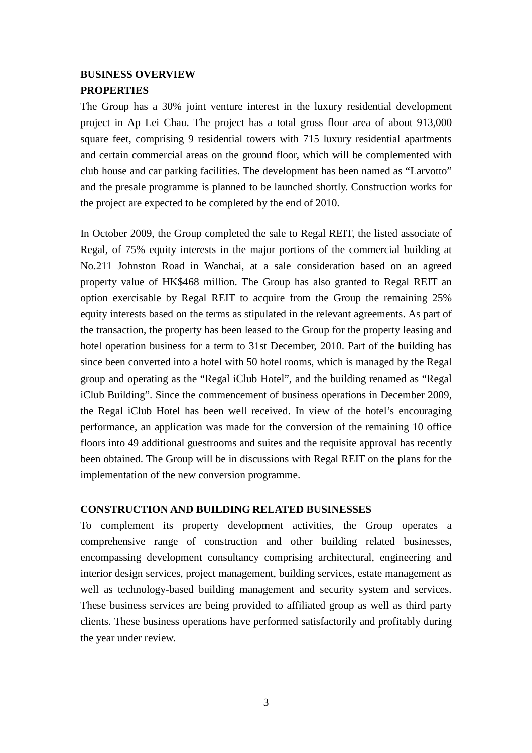## BUSINESS OVERVIEW

### PROPERTIES

The Group has a 30% joint venture interest in the luxury residential development project in Ap Lei Chau. The project has a total gross floor area of about 913,000 square feet, comprising 9 residential towers with 715 luxury residential apartments and certain commercial areas on the ground floor, which will be complemented with club house and car parking facilities. The development has been named as “Larvotto” and the presale programme is planned to be launched shortly. Construction works for the project are expected to be completed by the end of 2010.

In October 2009, the Group completed the sale to Regal REIT, the listed associate of Regal, of 75% equity interests in the major portions of the commercial building at No.211 Johnston Road in Wanchai, at a sale consideration based on an agreed property value of HK$468 million. The Group has also granted to Regal REIT an option exercisable by Regal REIT to acquire from the Group the remaining 25% equity interests based on the terms as stipulated in the relevant agreements. As part of the transaction, the property has been leased to the Group for the property leasing and hotel operation business for a term to 31st December, 2010. Part of the building has since been converted into a hotel with 50 hotel rooms, which is managed by the Regal group and operating as the “Regal iClub Hotel”, and the building renamed as “Regal iClub Building”. Since the commencement of business operations in December 2009, the Regal iClub Hotel has been well received. In view of the hotel’s encouraging performance, an application was made for the conversion of the remaining 10 office floors into 49 additional guestrooms and suites and the requisite approval has recently been obtained. The Group will be in discussions with Regal REIT on the plans for the implementation of the new conversion programme.

### CONSTRUCTION AND BUILDING RELATED BUSINESSES

To complement its property development activities, the Group operates a comprehensive range of construction and other building related businesses, encompassing development consultancy comprising architectural, engineering and interior design services, project management, building services, estate management as well as technology-based building management and security system and services. These business services are being provided to affiliated group as well as third party clients. These business operations have performed satisfactorily and profitably during the year under review.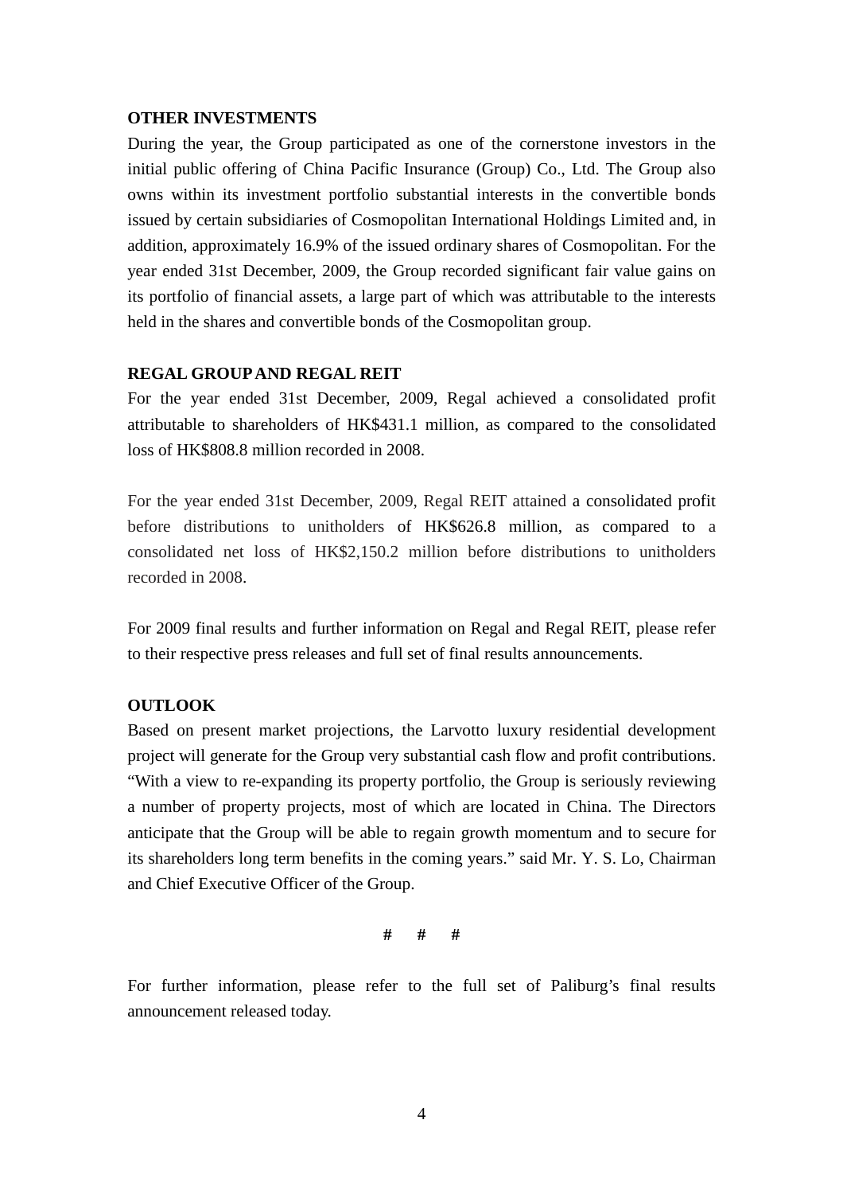**OTHER INVESTMENTS**

During the year, the Group participated as one of the cornerstone investors in the initial public offering of China Pacific Insurance (Group) Co., Ltd. The Group also owns within its investment portfolio substantial interests in the convertible bonds issued by certain subsidiaries of Cosmopolitan International Holdings Limited and, in addition, approximately 16.9% of the issued ordinary shares of Cosmopolitan. For the year ended 31st December, 2009, the Group recorded significant fair value gains on its portfolio of financial assets, a large part of which was attributable to the interests held in the shares and convertible bonds of the Cosmopolitan group.

**REGAL GROUP AND REGAL REIT**

For the year ended 31st December, 2009, Regal achieved a consolidated profit attributable to shareholders of HK$431.1 million, as compared to the consolidated loss of HK$808.8 million recorded in 2008.

For the year ended 31st December, 2009, Regal REIT attained a consolidated profit before distributions to unitholders of HK$626.8 million, as compared to a consolidated net loss of HK$2,150.2 million before distributions to unitholders recorded in 2008.

For 2009 final results and further information on Regal and Regal REIT, please refer to their respective press releases and full set of final results announcements.

**OUTLOOK**

Based on present market projections, the Larvotto luxury residential development project will generate for the Group very substantial cash flow and profit contributions. "With a view to re-expanding its property portfolio, the Group is seriously reviewing a number of property projects, most of which are located in China. The Directors anticipate that the Group will be able to regain growth momentum and to secure for its shareholders long term benefits in the coming years." said Mr. Y. S. Lo, Chairman and Chief Executive Officer of the Group.

# # #

For further information, please refer to the full set of Paliburg's final results announcement released today.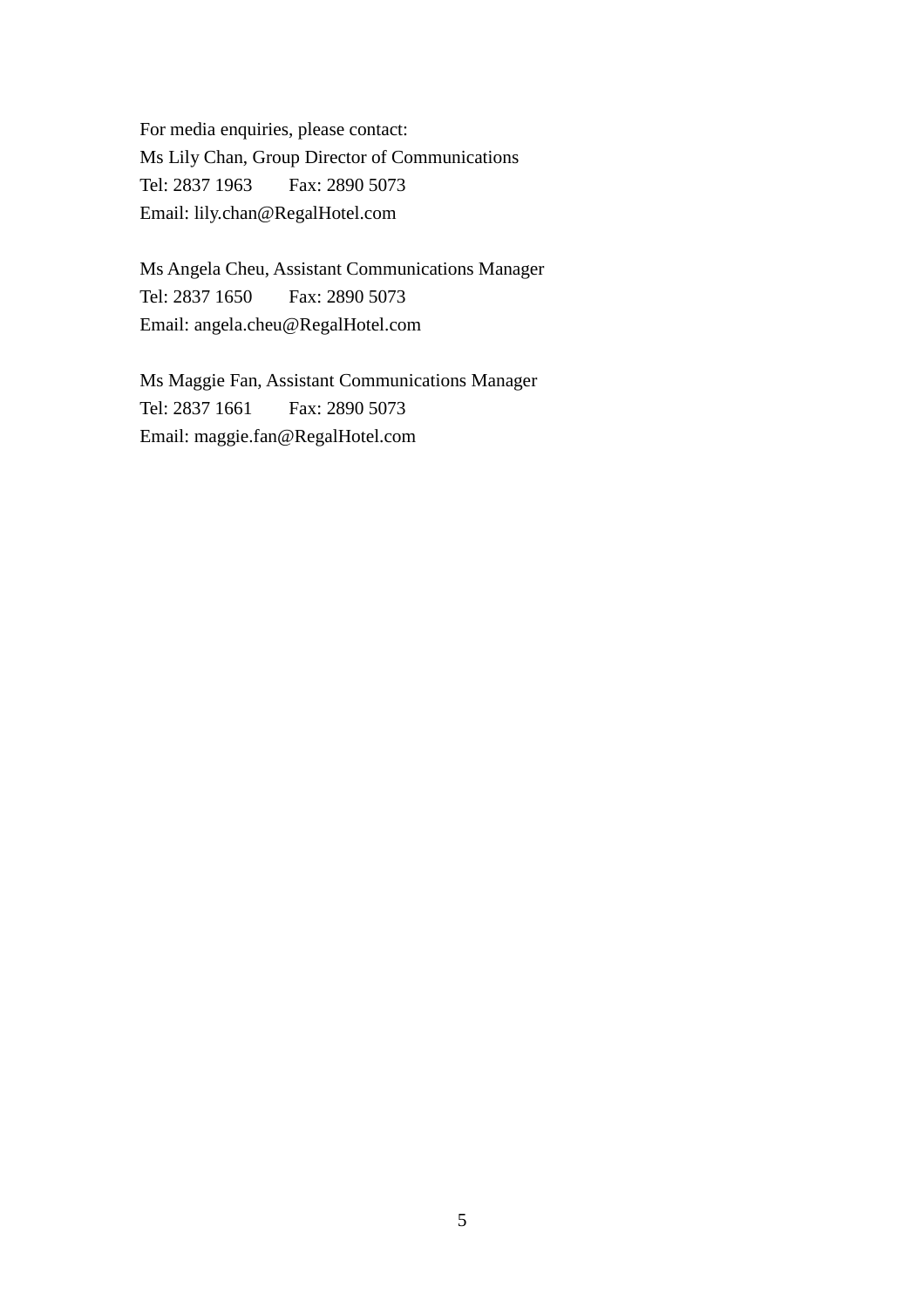For media enquiries, please contact:
Ms Lily Chan, Group Director of Communications
Tel: 2837 1963 Fax: 2890 5073
Email: lily.chan@RegalHotel.com

Ms Angela Cheu, Assistant Communications Manager
Tel: 2837 1650 Fax: 2890 5073
Email: angela.cheu@RegalHotel.com

Ms Maggie Fan, Assistant Communications Manager
Tel: 2837 1661 Fax: 2890 5073
Email: maggie.fan@RegalHotel.com